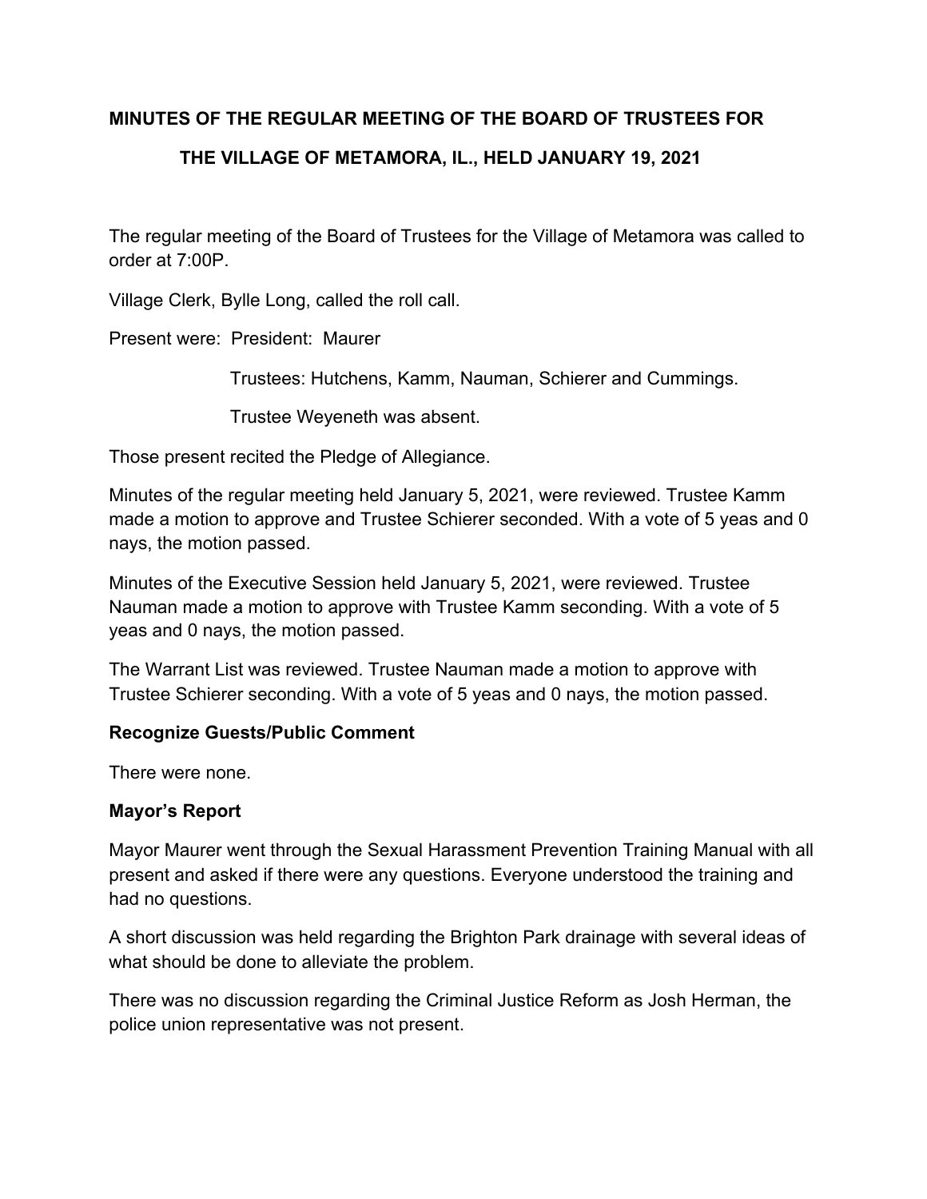**MINUTES OF THE REGULAR MEETING OF THE BOARD OF TRUSTEES FOR THE VILLAGE OF METAMORA, IL., HELD JANUARY 19, 2021**

The regular meeting of the Board of Trustees for the Village of Metamora was called to order at 7:00P.

Village Clerk, Bylle Long, called the roll call.

Present were: President: Maurer

Trustees: Hutchens, Kamm, Nauman, Schierer and Cummings.

Trustee Weyeneth was absent.

Those present recited the Pledge of Allegiance.

Minutes of the regular meeting held January 5, 2021, were reviewed. Trustee Kamm made a motion to approve and Trustee Schierer seconded. With a vote of 5 yeas and 0 nays, the motion passed.

Minutes of the Executive Session held January 5, 2021, were reviewed. Trustee Nauman made a motion to approve with Trustee Kamm seconding. With a vote of 5 yeas and 0 nays, the motion passed.

The Warrant List was reviewed. Trustee Nauman made a motion to approve with Trustee Schierer seconding. With a vote of 5 yeas and 0 nays, the motion passed.

**Recognize Guests/Public Comment**

There were none.

**Mayor's Report**

Mayor Maurer went through the Sexual Harassment Prevention Training Manual with all present and asked if there were any questions. Everyone understood the training and had no questions.

A short discussion was held regarding the Brighton Park drainage with several ideas of what should be done to alleviate the problem.

There was no discussion regarding the Criminal Justice Reform as Josh Herman, the police union representative was not present.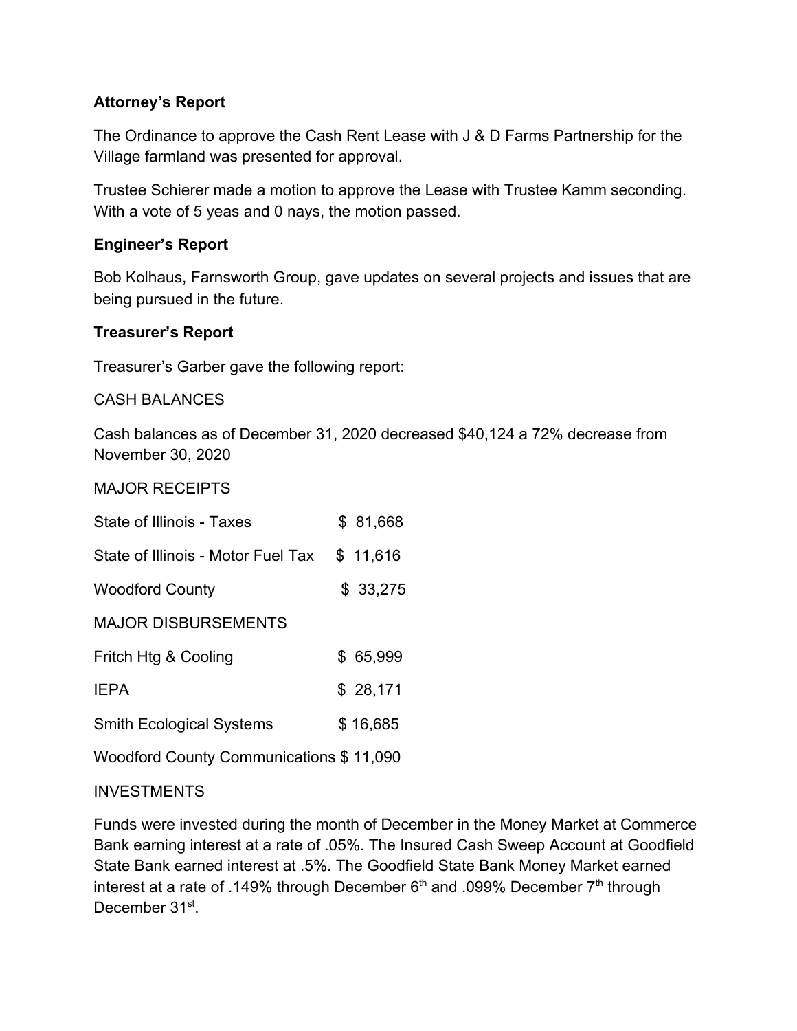**Attorney's Report**

The Ordinance to approve the Cash Rent Lease with J & D Farms Partnership for the Village farmland was presented for approval.

Trustee Schierer made a motion to approve the Lease with Trustee Kamm seconding. With a vote of 5 yeas and 0 nays, the motion passed.

**Engineer's Report**

Bob Kolhaus, Farnsworth Group, gave updates on several projects and issues that are being pursued in the future.

**Treasurer's Report**

Treasurer's Garber gave the following report:

CASH BALANCES

Cash balances as of December 31, 2020 decreased $40,124 a 72% decrease from November 30, 2020

MAJOR RECEIPTS

| | |
|---|---|
| State of Illinois - Taxes | $ 81,668 |
| State of Illinois - Motor Fuel Tax | $ 11,616 |
| Woodford County | $ 33,275 |

MAJOR DISBURSEMENTS

| | |
|---|---|
| Fritch Htg & Cooling | $ 65,999 |
| IEPA | $ 28,171 |
| Smith Ecological Systems | $ 16,685 |
| Woodford County Communications | $ 11,090 |

INVESTMENTS

Funds were invested during the month of December in the Money Market at Commerce Bank earning interest at a rate of .05%. The Insured Cash Sweep Account at Goodfield State Bank earned interest at .5%. The Goodfield State Bank Money Market earned interest at a rate of .149% through December 6th and .099% December 7th through December 31st.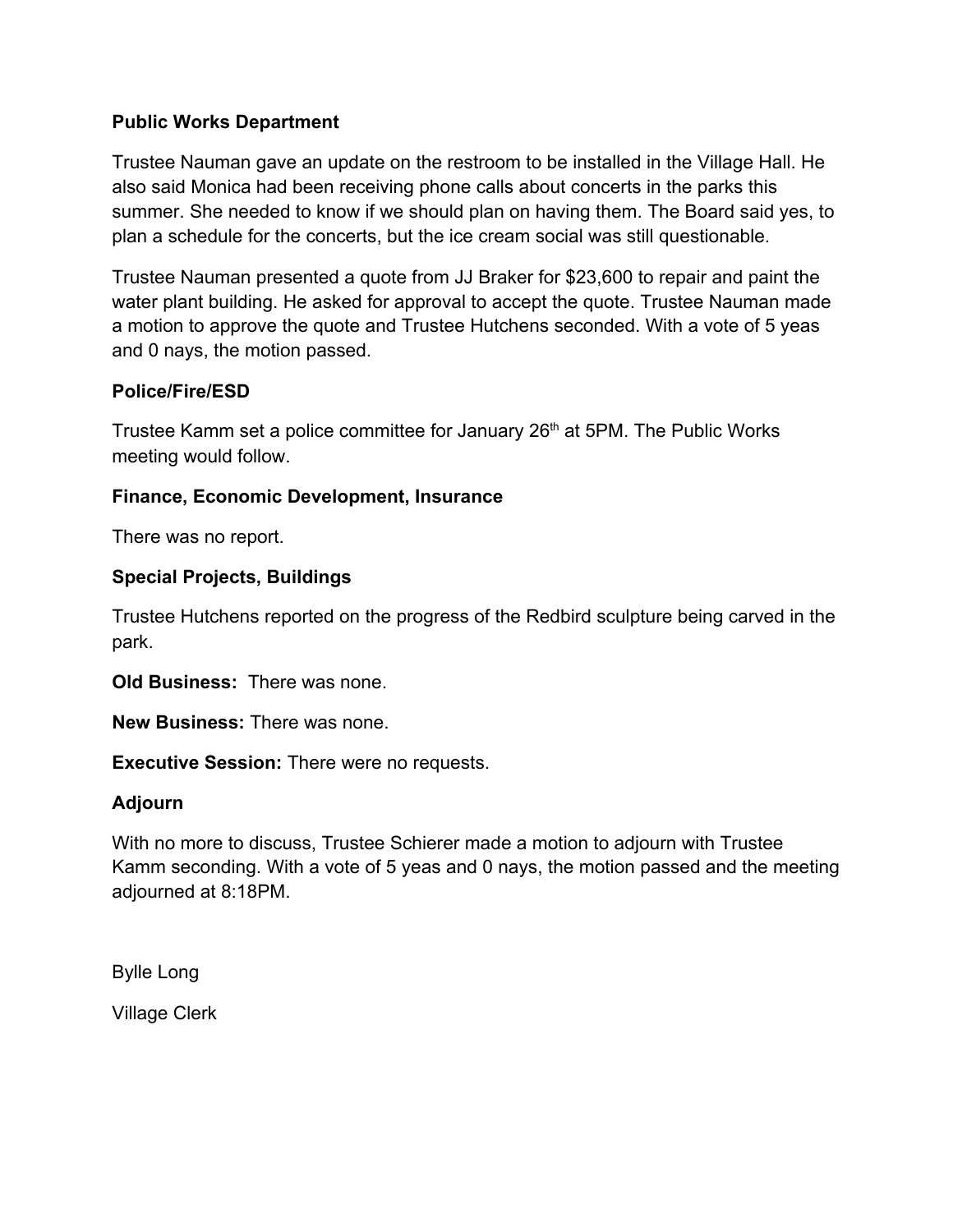**Public Works Department**

Trustee Nauman gave an update on the restroom to be installed in the Village Hall. He also said Monica had been receiving phone calls about concerts in the parks this summer. She needed to know if we should plan on having them. The Board said yes, to plan a schedule for the concerts, but the ice cream social was still questionable.

Trustee Nauman presented a quote from JJ Braker for $23,600 to repair and paint the water plant building. He asked for approval to accept the quote. Trustee Nauman made a motion to approve the quote and Trustee Hutchens seconded. With a vote of 5 yeas and 0 nays, the motion passed.

**Police/Fire/ESD**

Trustee Kamm set a police committee for January 26th at 5PM. The Public Works meeting would follow.

**Finance, Economic Development, Insurance**

There was no report.

**Special Projects, Buildings**

Trustee Hutchens reported on the progress of the Redbird sculpture being carved in the park.

**Old Business:** There was none.

**New Business:** There was none.

**Executive Session:** There were no requests.

**Adjourn**

With no more to discuss, Trustee Schierer made a motion to adjourn with Trustee Kamm seconding. With a vote of 5 yeas and 0 nays, the motion passed and the meeting adjourned at 8:18PM.

Bylle Long

Village Clerk